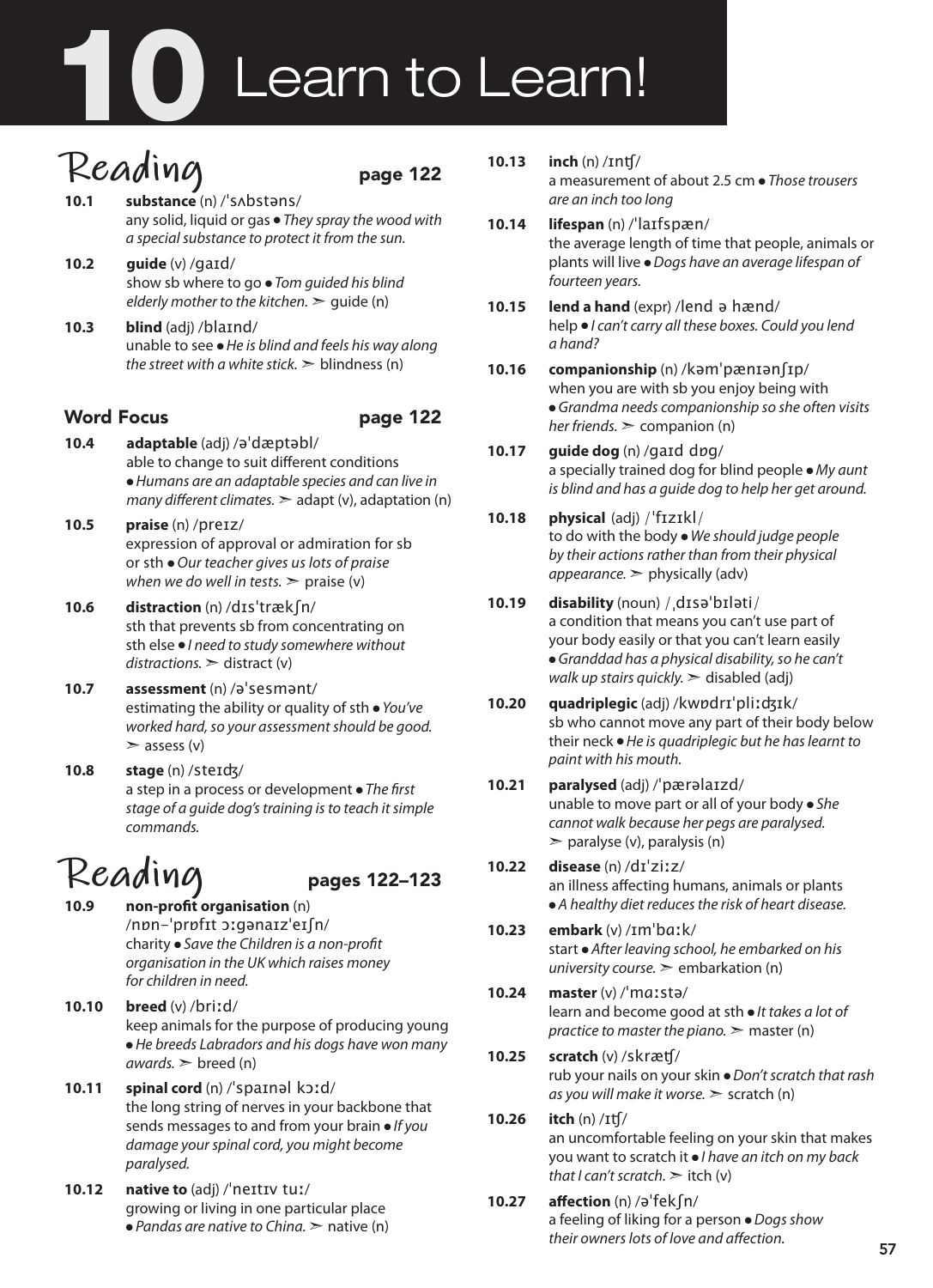# 10 Learn to Learn!

## Reading page 122

**10.1** **substance** (n) /ˈsʌbstəns/
any solid, liquid or gas ● *They spray the wood with a special substance to protect it from the sun.*

**10.2** **guide** (v) /ɡaɪd/
show sb where to go ● *Tom guided his blind elderly mother to the kitchen.* ➢ guide (n)

**10.3** **blind** (adj) /blaɪnd/
unable to see ● *He is blind and feels his way along the street with a white stick.* ➢ blindness (n)

### Word Focus page 122

**10.4** **adaptable** (adj) /əˈdæptəbl/
able to change to suit different conditions ● *Humans are an adaptable species and can live in many different climates.* ➢ adapt (v), adaptation (n)

**10.5** **praise** (n) /preɪz/
expression of approval or admiration for sb or sth ● *Our teacher gives us lots of praise when we do well in tests.* ➢ praise (v)

**10.6** **distraction** (n) /dɪsˈtrækʃn/
sth that prevents sb from concentrating on sth else ● *I need to study somewhere without distractions.* ➢ distract (v)

**10.7** **assessment** (n) /əˈsesmənt/
estimating the ability or quality of sth ● *You've worked hard, so your assessment should be good.* ➢ assess (v)

**10.8** **stage** (n) /steɪdʒ/
a step in a process or development ● *The first stage of a guide dog's training is to teach it simple commands.*

## Reading pages 122–123

**10.9** **non-profit organisation** (n) /nɒn-ˈprɒfɪt ɔːɡənaɪzˈeɪʃn/
charity ● *Save the Children is a non-profit organisation in the UK which raises money for children in need.*

**10.10** **breed** (v) /briːd/
keep animals for the purpose of producing young ● *He breeds Labradors and his dogs have won many awards.* ➢ breed (n)

**10.11** **spinal cord** (n) /ˈspaɪnəl kɔːd/
the long string of nerves in your backbone that sends messages to and from your brain ● *If you damage your spinal cord, you might become paralysed.*

**10.12** **native to** (adj) /ˈneɪtɪv tuː/
growing or living in one particular place ● *Pandas are native to China.* ➢ native (n)

**10.13** **inch** (n) /ɪntʃ/
a measurement of about 2.5 cm ● *Those trousers are an inch too long*

**10.14** **lifespan** (n) /ˈlaɪfspæn/
the average length of time that people, animals or plants will live ● *Dogs have an average lifespan of fourteen years.*

**10.15** **lend a hand** (expr) /lend ə hænd/
help ● *I can't carry all these boxes. Could you lend a hand?*

**10.16** **companionship** (n) /kəmˈpænɪənʃɪp/
when you are with sb you enjoy being with ● *Grandma needs companionship so she often visits her friends.* ➢ companion (n)

**10.17** **guide dog** (n) /ɡaɪd dɒɡ/
a specially trained dog for blind people ● *My aunt is blind and has a guide dog to help her get around.*

**10.18** **physical** (adj) /ˈfɪzɪkl/
to do with the body ● *We should judge people by their actions rather than from their physical appearance.* ➢ physically (adv)

**10.19** **disability** (noun) /ˌdɪsəˈbɪləti/
a condition that means you can't use part of your body easily or that you can't learn easily ● *Granddad has a physical disability, so he can't walk up stairs quickly.* ➢ disabled (adj)

**10.20** **quadriplegic** (adj) /kwɒdrɪˈpliːdʒɪk/
sb who cannot move any part of their body below their neck ● *He is quadriplegic but he has learnt to paint with his mouth.*

**10.21** **paralysed** (adj) /ˈpærəlaɪzd/
unable to move part or all of your body ● *She cannot walk because her pegs are paralysed.* ➢ paralyse (v), paralysis (n)

**10.22** **disease** (n) /dɪˈziːz/
an illness affecting humans, animals or plants ● *A healthy diet reduces the risk of heart disease.*

**10.23** **embark** (v) /ɪmˈbɑːk/
start ● *After leaving school, he embarked on his university course.* ➢ embarkation (n)

**10.24** **master** (v) /ˈmɑːstə/
learn and become good at sth ● *It takes a lot of practice to master the piano.* ➢ master (n)

**10.25** **scratch** (v) /skrætʃ/
rub your nails on your skin ● *Don't scratch that rash as you will make it worse.* ➢ scratch (n)

**10.26** **itch** (n) /ɪtʃ/
an uncomfortable feeling on your skin that makes you want to scratch it ● *I have an itch on my back that I can't scratch.* ➢ itch (v)

**10.27** **affection** (n) /əˈfekʃn/
a feeling of liking for a person ● *Dogs show their owners lots of love and affection.*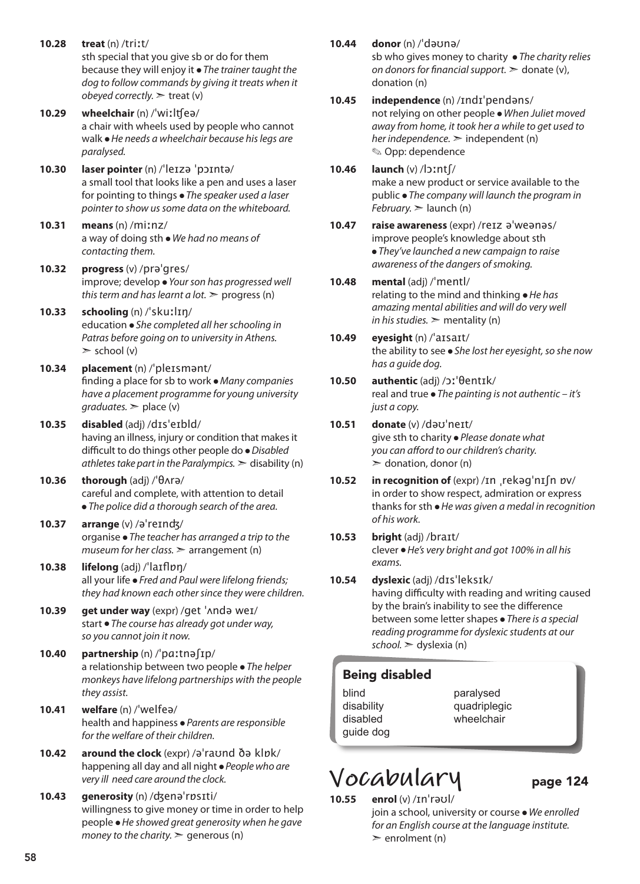**10.28** **treat** (n) /triːt/
sth special that you give sb or do for them because they will enjoy it ● *The trainer taught the dog to follow commands by giving it treats when it obeyed correctly.* ➣ treat (v)

**10.29** **wheelchair** (n) /ˈwiːlʧeə/
a chair with wheels used by people who cannot walk ● *He needs a wheelchair because his legs are paralysed.*

**10.30** **laser pointer** (n) /ˈleɪzə ˈpɔɪntə/
a small tool that looks like a pen and uses a laser for pointing to things ● *The speaker used a laser pointer to show us some data on the whiteboard.*

**10.31** **means** (n) /miːnz/
a way of doing sth ● *We had no means of contacting them.*

**10.32** **progress** (v) /prəˈgres/
improve; develop ● *Your son has progressed well this term and has learnt a lot.* ➣ progress (n)

**10.33** **schooling** (n) /ˈskuːlɪŋ/
education ● *She completed all her schooling in Patras before going on to university in Athens.* ➣ school (v)

**10.34** **placement** (n) /ˈpleɪsmənt/
finding a place for sb to work ● *Many companies have a placement programme for young university graduates.* ➣ place (v)

**10.35** **disabled** (adj) /dɪsˈeɪbld/
having an illness, injury or condition that makes it difficult to do things other people do ● *Disabled athletes take part in the Paralympics.* ➣ disability (n)

**10.36** **thorough** (adj) /ˈθʌrə/
careful and complete, with attention to detail ● *The police did a thorough search of the area.*

**10.37** **arrange** (v) /əˈreɪnʤ/
organise ● *The teacher has arranged a trip to the museum for her class.* ➣ arrangement (n)

**10.38** **lifelong** (adj) /ˈlaɪflɒŋ/
all your life ● *Fred and Paul were lifelong friends; they had known each other since they were children.*

**10.39** **get under way** (expr) /get ˈʌndə weɪ/
start ● *The course has already got under way, so you cannot join it now.*

**10.40** **partnership** (n) /ˈpɑːtnəʃɪp/
a relationship between two people ● *The helper monkeys have lifelong partnerships with the people they assist.*

**10.41** **welfare** (n) /ˈwelfeə/
health and happiness ● *Parents are responsible for the welfare of their children.*

**10.42** **around the clock** (expr) /əˈraʊnd ðə klɒk/
happening all day and all night ● *People who are very ill need care around the clock.*

**10.43** **generosity** (n) /ʤenəˈrɒsɪti/
willingness to give money or time in order to help people ● *He showed great generosity when he gave money to the charity.* ➣ generous (n)

**10.44** **donor** (n) /ˈdəʊnə/
sb who gives money to charity ● *The charity relies on donors for financial support.* ➣ donate (v), donation (n)

**10.45** **independence** (n) /ɪndɪˈpendəns/
not relying on other people ● *When Juliet moved away from home, it took her a while to get used to her independence.* ➣ independent (n)
✎ Opp: dependence

**10.46** **launch** (v) /lɔːntʃ/
make a new product or service available to the public ● *The company will launch the program in February.* ➣ launch (n)

**10.47** **raise awareness** (expr) /reɪz əˈweənəs/
improve people's knowledge about sth ● *They've launched a new campaign to raise awareness of the dangers of smoking.*

**10.48** **mental** (adj) /ˈmentl/
relating to the mind and thinking ● *He has amazing mental abilities and will do very well in his studies.* ➣ mentality (n)

**10.49** **eyesight** (n) /ˈaɪsaɪt/
the ability to see ● *She lost her eyesight, so she now has a guide dog.*

**10.50** **authentic** (adj) /ɔːˈθentɪk/
real and true ● *The painting is not authentic – it's just a copy.*

**10.51** **donate** (v) /dəʊˈneɪt/
give sth to charity ● *Please donate what you can afford to our children's charity.*
➣ donation, donor (n)

**10.52** **in recognition of** (expr) /ɪn ˌrekəgˈnɪʃn ɒv/
in order to show respect, admiration or express thanks for sth ● *He was given a medal in recognition of his work.*

**10.53** **bright** (adj) /braɪt/
clever ● *He's very bright and got 100% in all his exams.*

**10.54** **dyslexic** (adj) /dɪsˈleksɪk/
having difficulty with reading and writing caused by the brain's inability to see the difference between some letter shapes ● *There is a special reading programme for dyslexic students at our school.* ➣ dyslexia (n)

### Being disabled

- blind
- disability
- disabled
- guide dog
- paralysed
- quadriplegic
- wheelchair

# Vocabulary page 124

**10.55** **enrol** (v) /ɪnˈrəʊl/
join a school, university or course ● *We enrolled for an English course at the language institute.*
➣ enrolment (n)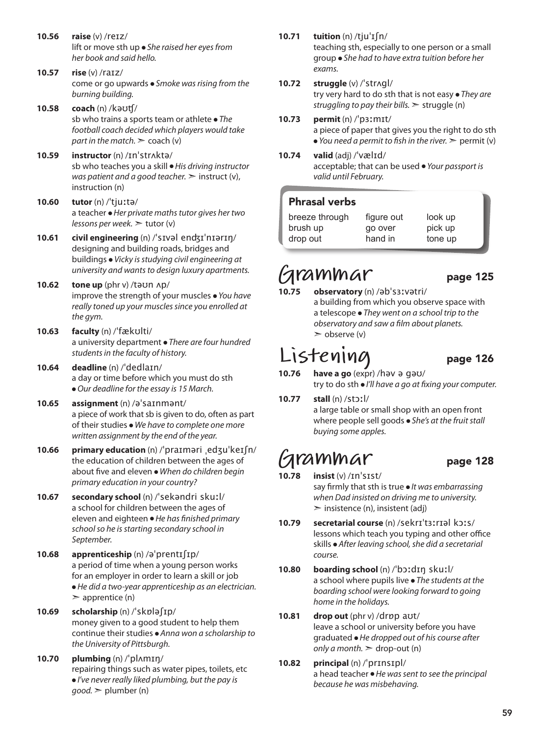**10.56** **raise** (v) /reɪz/
lift or move sth up ● *She raised her eyes from her book and said hello.*

**10.57** **rise** (v) /raɪz/
come or go upwards ● *Smoke was rising from the burning building.*

**10.58** **coach** (n) /kəʊʧ/
sb who trains a sports team or athlete ● *The football coach decided which players would take part in the match.* ➣ coach (v)

**10.59** **instructor** (n) /ɪnˈstrʌktə/
sb who teaches you a skill ● *His driving instructor was patient and a good teacher.* ➣ instruct (v), instruction (n)

**10.60** **tutor** (n) /ˈtjuːtə/
a teacher ● *Her private maths tutor gives her two lessons per week.* ➣ tutor (v)

**10.61** **civil engineering** (n) /ˈsɪvəl enʤɪˈnɪərɪŋ/
designing and building roads, bridges and buildings ● *Vicky is studying civil engineering at university and wants to design luxury apartments.*

**10.62** **tone up** (phr v) /təʊn ʌp/
improve the strength of your muscles ● *You have really toned up your muscles since you enrolled at the gym.*

**10.63** **faculty** (n) /ˈfækʊlti/
a university department ● *There are four hundred students in the faculty of history.*

**10.64** **deadline** (n) /ˈdedlaɪn/
a day or time before which you must do sth ● *Our deadline for the essay is 15 March.*

**10.65** **assignment** (n) /əˈsaɪnmənt/
a piece of work that sb is given to do, often as part of their studies ● *We have to complete one more written assignment by the end of the year.*

**10.66** **primary education** (n) /ˈpraɪməri ˌedʒuˈkeɪʃn/
the education of children between the ages of about five and eleven ● *When do children begin primary education in your country?*

**10.67** **secondary school** (n) /ˈsekəndri skuːl/
a school for children between the ages of eleven and eighteen ● *He has finished primary school so he is starting secondary school in September.*

**10.68** **apprenticeship** (n) /əˈprentɪʃɪp/
a period of time when a young person works for an employer in order to learn a skill or job ● *He did a two-year apprenticeship as an electrician.* ➣ apprentice (n)

**10.69** **scholarship** (n) /ˈskɒləʃɪp/
money given to a good student to help them continue their studies ● *Anna won a scholarship to the University of Pittsburgh.*

**10.70** **plumbing** (n) /ˈplʌmɪŋ/
repairing things such as water pipes, toilets, etc ● *I've never really liked plumbing, but the pay is good.* ➣ plumber (n)

**10.71** **tuition** (n) /tjuˈɪʃn/
teaching sth, especially to one person or a small group ● *She had to have extra tuition before her exams.*

**10.72** **struggle** (v) /ˈstrʌgl/
try very hard to do sth that is not easy ● *They are struggling to pay their bills.* ➣ struggle (n)

**10.73** **permit** (n) /ˈpɜːmɪt/
a piece of paper that gives you the right to do sth ● *You need a permit to fish in the river.* ➣ permit (v)

**10.74** **valid** (adj) /ˈvælɪd/
acceptable; that can be used ● *Your passport is valid until February.*

### Phrasal verbs

| | | |
|---|---|---|
| breeze through | figure out | look up |
| brush up | go over | pick up |
| drop out | hand in | tone up |

## Grammar page 125

**10.75** **observatory** (n) /əbˈsɜːvətri/
a building from which you observe space with a telescope ● *They went on a school trip to the observatory and saw a film about planets.* ➣ observe (v)

## Listening page 126

**10.76** **have a go** (expr) /həv ə gəʊ/
try to do sth ● *I'll have a go at fixing your computer.*

**10.77** **stall** (n) /stɔːl/
a large table or small shop with an open front where people sell goods ● *She's at the fruit stall buying some apples.*

## Grammar page 128

**10.78** **insist** (v) /ɪnˈsɪst/
say firmly that sth is true ● *It was embarrassing when Dad insisted on driving me to university.* ➣ insistence (n), insistent (adj)

**10.79** **secretarial course** (n) /sekrɪˈtɜːrɪəl kɔːs/
lessons which teach you typing and other office skills ● *After leaving school, she did a secretarial course.*

**10.80** **boarding school** (n) /ˈbɔːdɪŋ skuːl/
a school where pupils live ● *The students at the boarding school were looking forward to going home in the holidays.*

**10.81** **drop out** (phr v) /drɒp aʊt/
leave a school or university before you have graduated ● *He dropped out of his course after only a month.* ➣ drop-out (n)

**10.82** **principal** (n) /ˈprɪnsɪpl/
a head teacher ● *He was sent to see the principal because he was misbehaving.*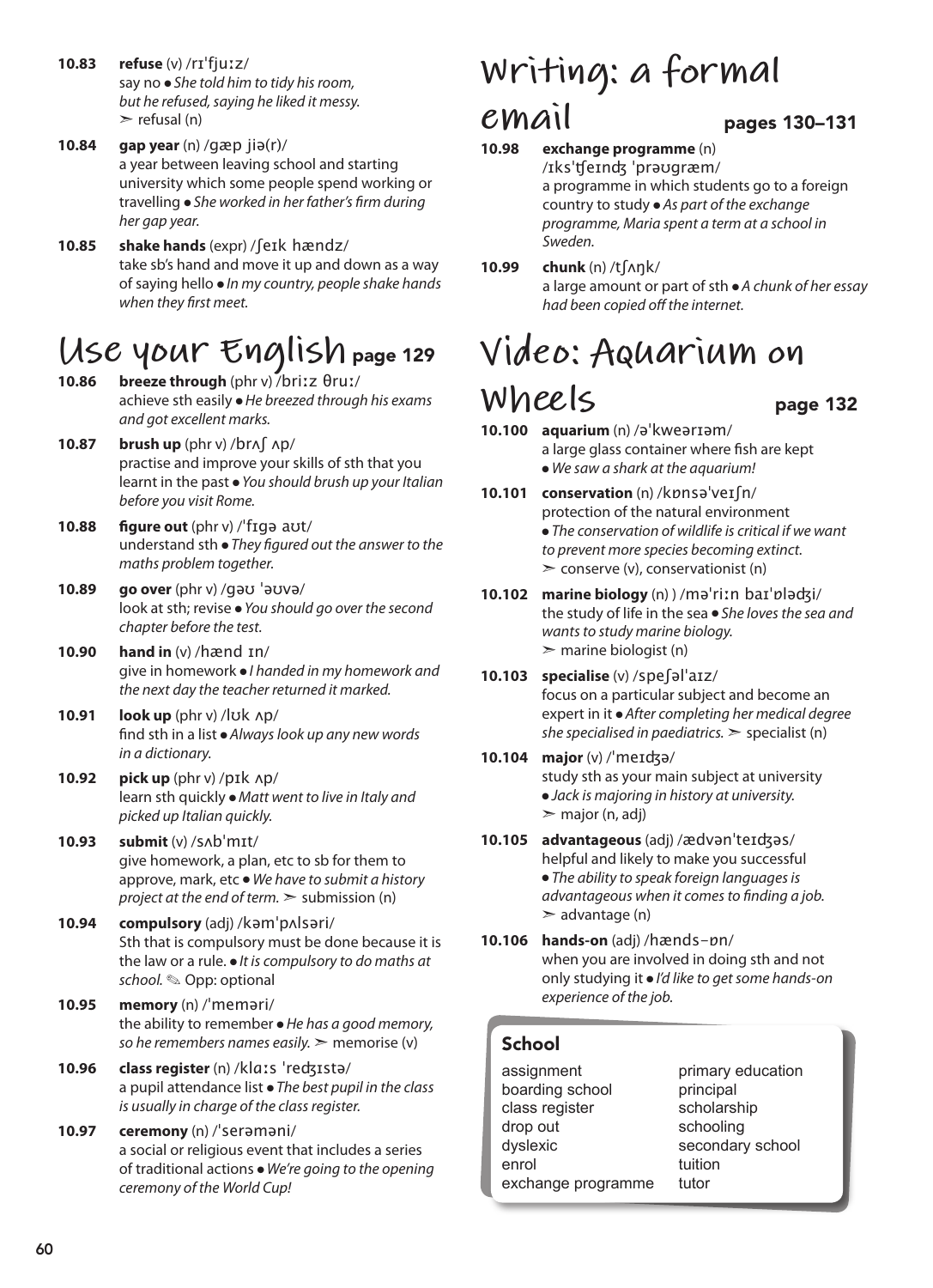**10.83** **refuse** (v) /rɪˈfjuːz/
say no ● *She told him to tidy his room, but he refused, saying he liked it messy.*
➢ refusal (n)

**10.84** **gap year** (n) /gæp jiə(r)/
a year between leaving school and starting university which some people spend working or travelling ● *She worked in her father's firm during her gap year.*

**10.85** **shake hands** (expr) /ʃeɪk hændz/
take sb's hand and move it up and down as a way of saying hello ● *In my country, people shake hands when they first meet.*

## Use your English page 129

**10.86** **breeze through** (phr v) /briːz θruː/
achieve sth easily ● *He breezed through his exams and got excellent marks.*

**10.87** **brush up** (phr v) /brʌʃ ʌp/
practise and improve your skills of sth that you learnt in the past ● *You should brush up your Italian before you visit Rome.*

**10.88** **figure out** (phr v) /ˈfɪgə aʊt/
understand sth ● *They figured out the answer to the maths problem together.*

**10.89** **go over** (phr v) /gəʊ ˈəʊvə/
look at sth; revise ● *You should go over the second chapter before the test.*

**10.90** **hand in** (v) /hænd ɪn/
give in homework ● *I handed in my homework and the next day the teacher returned it marked.*

**10.91** **look up** (phr v) /lʊk ʌp/
find sth in a list ● *Always look up any new words in a dictionary.*

**10.92** **pick up** (phr v) /pɪk ʌp/
learn sth quickly ● *Matt went to live in Italy and picked up Italian quickly.*

**10.93** **submit** (v) /sʌbˈmɪt/
give homework, a plan, etc to sb for them to approve, mark, etc ● *We have to submit a history project at the end of term.* ➢ submission (n)

**10.94** **compulsory** (adj) /kəmˈpʌlsəri/
Sth that is compulsory must be done because it is the law or a rule. ● *It is compulsory to do maths at school.* ✎ Opp: optional

**10.95** **memory** (n) /ˈmeməri/
the ability to remember ● *He has a good memory, so he remembers names easily.* ➢ memorise (v)

**10.96** **class register** (n) /klɑːs ˈredʒɪstə/
a pupil attendance list ● *The best pupil in the class is usually in charge of the class register.*

**10.97** **ceremony** (n) /ˈserəməni/
a social or religious event that includes a series of traditional actions ● *We're going to the opening ceremony of the World Cup!*

## Writing: a formal email pages 130–131

**10.98** **exchange programme** (n) /ɪksˈtʃeɪndʒ ˈprəʊgræm/
a programme in which students go to a foreign country to study ● *As part of the exchange programme, Maria spent a term at a school in Sweden.*

**10.99** **chunk** (n) /tʃʌŋk/
a large amount or part of sth ● *A chunk of her essay had been copied off the internet.*

## Video: Aquarium on Wheels page 132

**10.100** **aquarium** (n) /əˈkweərɪəm/
a large glass container where fish are kept ● *We saw a shark at the aquarium!*

**10.101** **conservation** (n) /kɒnsəˈveɪʃn/
protection of the natural environment ● *The conservation of wildlife is critical if we want to prevent more species becoming extinct.*
➢ conserve (v), conservationist (n)

**10.102** **marine biology** (n) ) /məˈriːn baɪˈɒlədʒi/
the study of life in the sea ● *She loves the sea and wants to study marine biology.*
➢ marine biologist (n)

**10.103** **specialise** (v) /speʃəlˈaɪz/
focus on a particular subject and become an expert in it ● *After completing her medical degree she specialised in paediatrics.* ➢ specialist (n)

**10.104** **major** (v) /ˈmeɪdʒə/
study sth as your main subject at university ● *Jack is majoring in history at university.*
➢ major (n, adj)

**10.105** **advantageous** (adj) /ædvənˈteɪdʒəs/
helpful and likely to make you successful ● *The ability to speak foreign languages is advantageous when it comes to finding a job.*
➢ advantage (n)

**10.106** **hands-on** (adj) /hænds-ɒn/
when you are involved in doing sth and not only studying it ● *I'd like to get some hands-on experience of the job.*

### School

| | |
|---|---|
| assignment | primary education |
| boarding school | principal |
| class register | scholarship |
| drop out | schooling |
| dyslexic | secondary school |
| enrol | tuition |
| exchange programme | tutor |